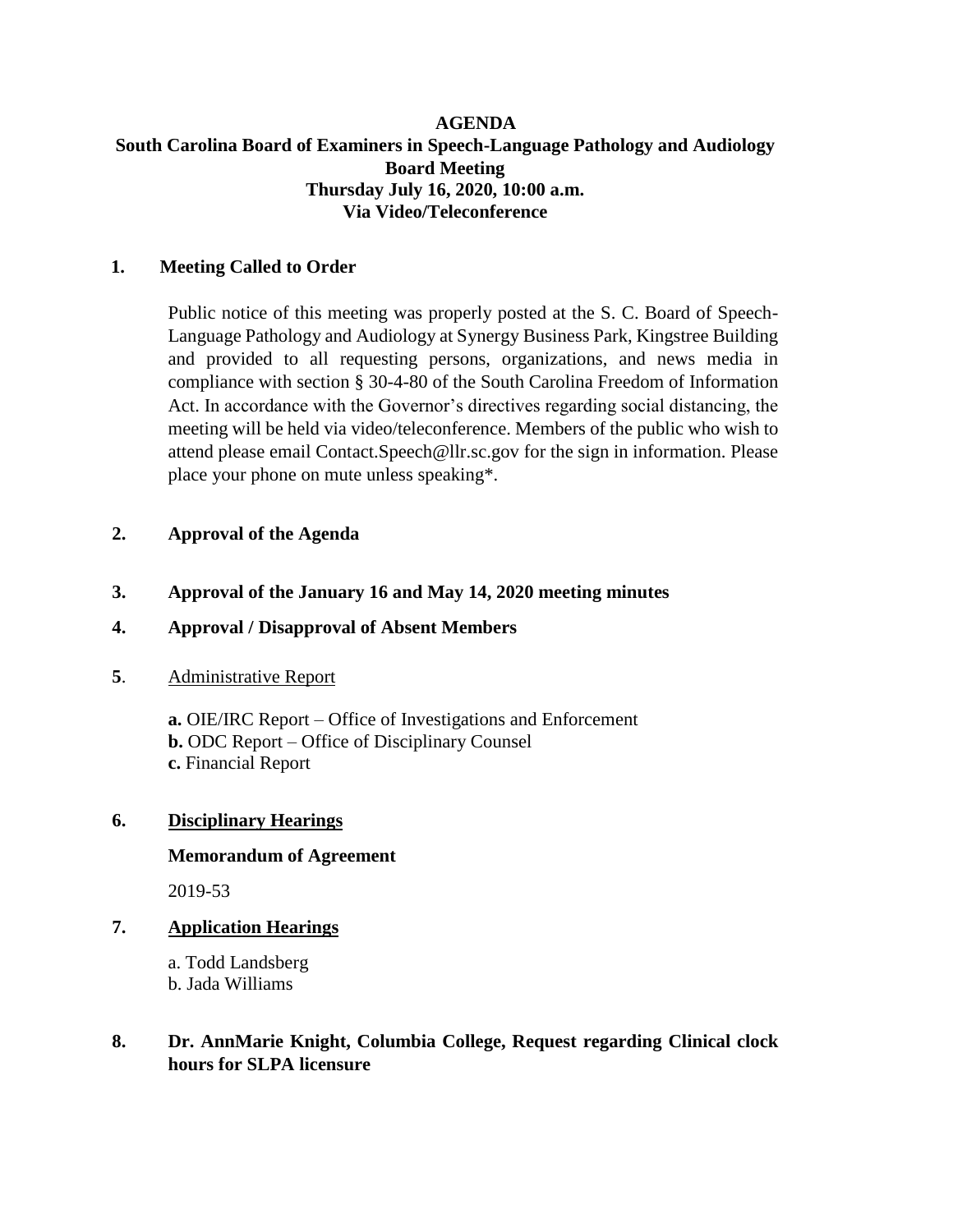**AGENDA**

**South Carolina Board of Examiners in Speech-Language Pathology and Audiology**
**Board Meeting**
**Thursday July 16, 2020, 10:00 a.m.**
**Via Video/Teleconference**

**1. Meeting Called to Order**

Public notice of this meeting was properly posted at the S. C. Board of Speech-Language Pathology and Audiology at Synergy Business Park, Kingstree Building and provided to all requesting persons, organizations, and news media in compliance with section § 30-4-80 of the South Carolina Freedom of Information Act. In accordance with the Governor's directives regarding social distancing, the meeting will be held via video/teleconference. Members of the public who wish to attend please email Contact.Speech@llr.sc.gov for the sign in information. Please place your phone on mute unless speaking*.

**2. Approval of the Agenda**

**3. Approval of the January 16 and May 14, 2020 meeting minutes**

**4. Approval / Disapproval of Absent Members**

**5.** Administrative Report

**a.** OIE/IRC Report – Office of Investigations and Enforcement
**b.** ODC Report – Office of Disciplinary Counsel
**c.** Financial Report

**6. Disciplinary Hearings**

**Memorandum of Agreement**

2019-53

**7. Application Hearings**

a. Todd Landsberg
b. Jada Williams

**8. Dr. AnnMarie Knight, Columbia College, Request regarding Clinical clock hours for SLPA licensure**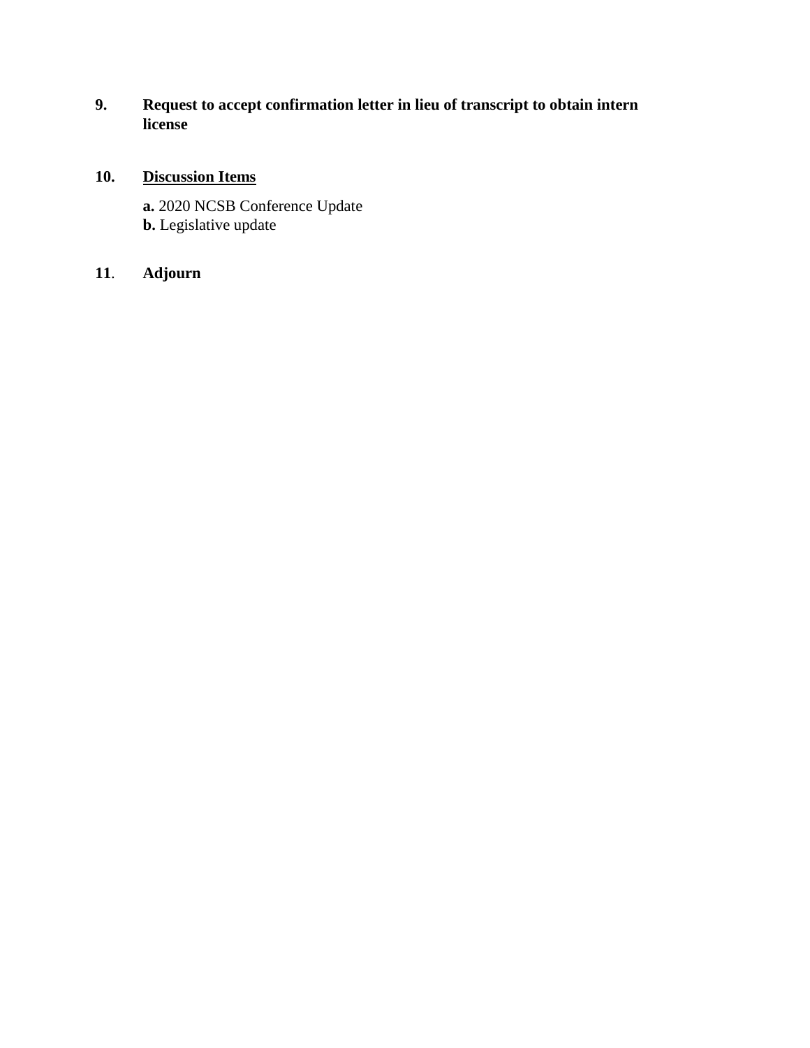**9. Request to accept confirmation letter in lieu of transcript to obtain intern license**

**10. <u>Discussion Items</u>**

**a.** 2020 NCSB Conference Update
**b.** Legislative update

**11. Adjourn**